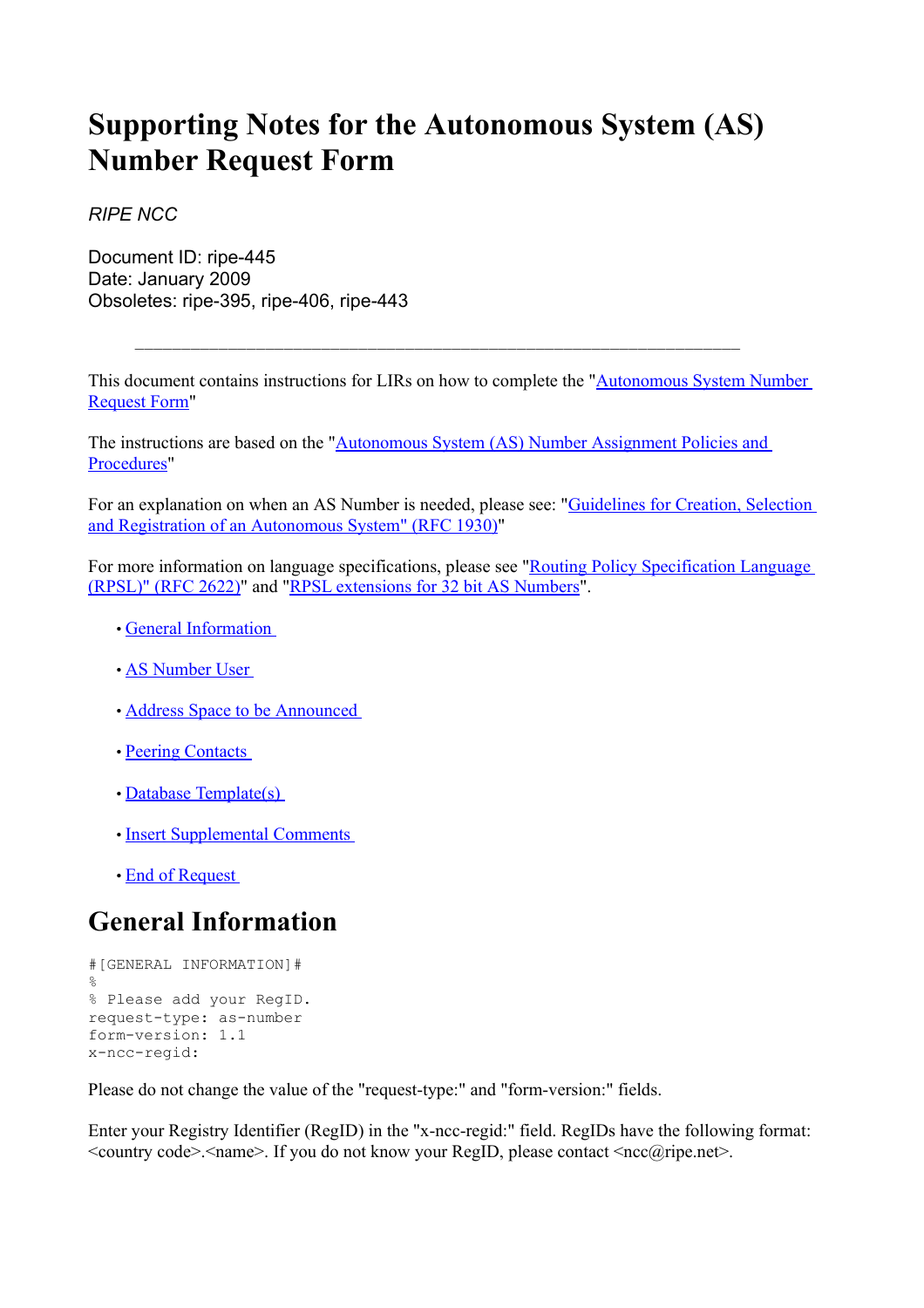# Supporting Notes for the Autonomous System (AS) Number Request Form

*RIPE NCC*

Document ID: ripe-445
Date: January 2009
Obsoletes: ripe-395, ripe-406, ripe-443

---

This document contains instructions for LIRs on how to complete the "Autonomous System Number Request Form"

The instructions are based on the "Autonomous System (AS) Number Assignment Policies and Procedures"

For an explanation on when an AS Number is needed, please see: "Guidelines for Creation, Selection and Registration of an Autonomous System" (RFC 1930)"

For more information on language specifications, please see "Routing Policy Specification Language (RPSL)" (RFC 2622)" and "RPSL extensions for 32 bit AS Numbers".

- General Information
- AS Number User
- Address Space to be Announced
- Peering Contacts
- Database Template(s)
- Insert Supplemental Comments
- End of Request

## General Information

```
#[GENERAL INFORMATION]#
%
% Please add your RegID.
request-type: as-number
form-version: 1.1
x-ncc-regid:
```

Please do not change the value of the "request-type:" and "form-version:" fields.

Enter your Registry Identifier (RegID) in the "x-ncc-regid:" field. RegIDs have the following format: <country code>.<name>. If you do not know your RegID, please contact <ncc@ripe.net>.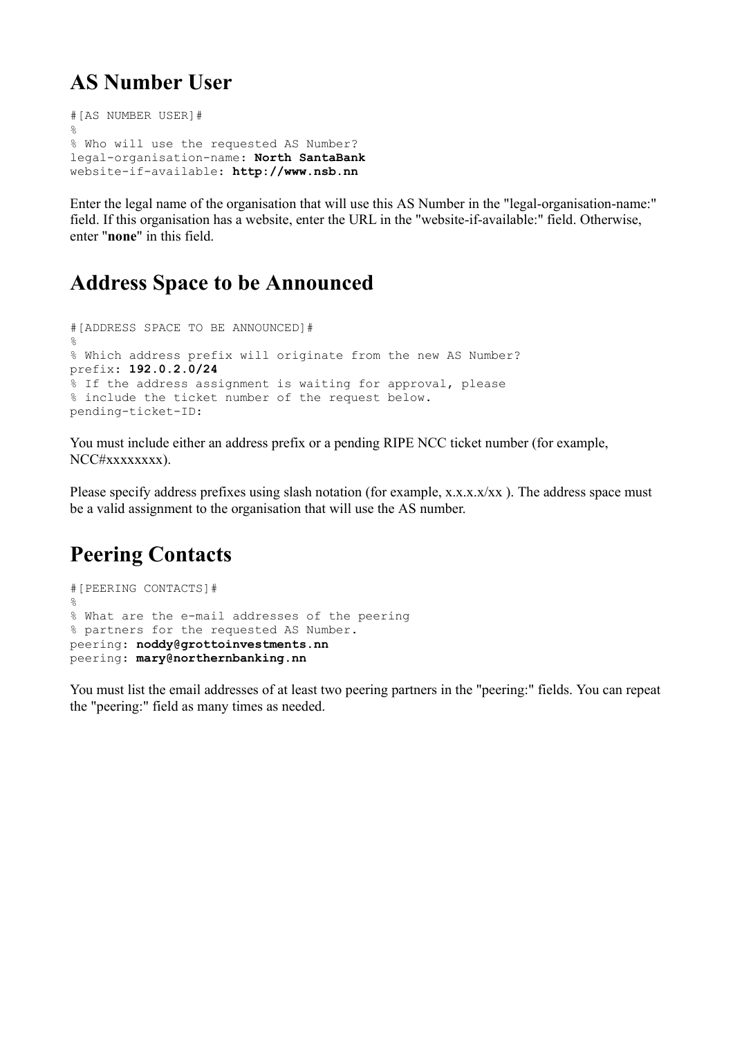## AS Number User

```
#[AS NUMBER USER]#
%
% Who will use the requested AS Number?
legal-organisation-name: North SantaBank
website-if-available: http://www.nsb.nn
```

Enter the legal name of the organisation that will use this AS Number in the "legal-organisation-name:" field. If this organisation has a website, enter the URL in the "website-if-available:" field. Otherwise, enter "**none**" in this field.

## Address Space to be Announced

```
#[ADDRESS SPACE TO BE ANNOUNCED]#
%
% Which address prefix will originate from the new AS Number?
prefix: 192.0.2.0/24
% If the address assignment is waiting for approval, please
% include the ticket number of the request below.
pending-ticket-ID:
```

You must include either an address prefix or a pending RIPE NCC ticket number (for example, NCC#xxxxxxxx).

Please specify address prefixes using slash notation (for example, x.x.x.x/xx ). The address space must be a valid assignment to the organisation that will use the AS number.

## Peering Contacts

```
#[PEERING CONTACTS]#
%
% What are the e-mail addresses of the peering
% partners for the requested AS Number.
peering: noddy@grottoinvestments.nn
peering: mary@northernbanking.nn
```

You must list the email addresses of at least two peering partners in the "peering:" fields. You can repeat the "peering:" field as many times as needed.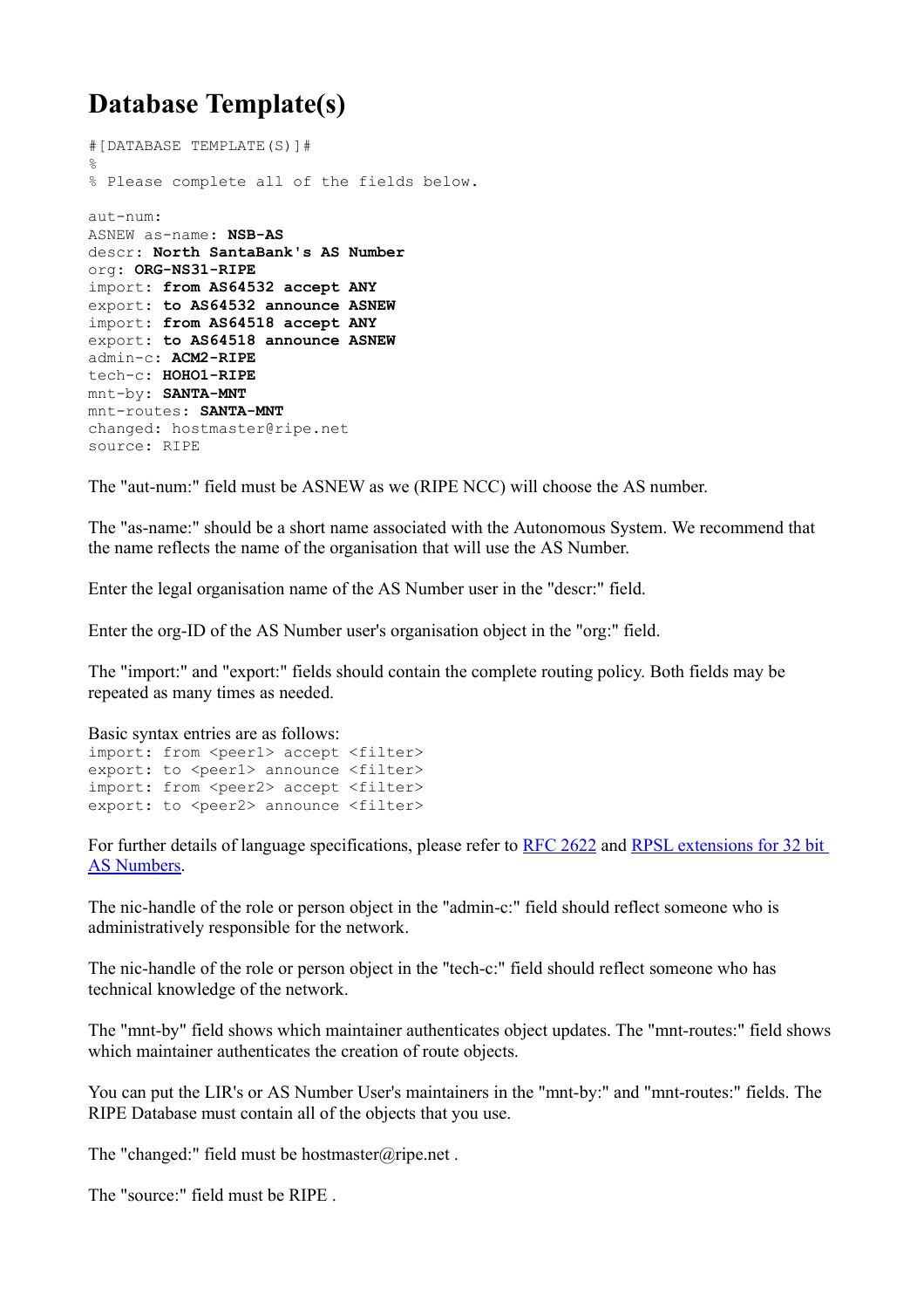# Database Template(s)

```
#[DATABASE TEMPLATE(S)]#
%
% Please complete all of the fields below.

aut-num:
ASNEW as-name: NSB-AS
descr: North SantaBank's AS Number
org: ORG-NS31-RIPE
import: from AS64532 accept ANY
export: to AS64532 announce ASNEW
import: from AS64518 accept ANY
export: to AS64518 announce ASNEW
admin-c: ACM2-RIPE
tech-c: HOHO1-RIPE
mnt-by: SANTA-MNT
mnt-routes: SANTA-MNT
changed: hostmaster@ripe.net
source: RIPE
```

The "aut-num:" field must be ASNEW as we (RIPE NCC) will choose the AS number.

The "as-name:" should be a short name associated with the Autonomous System. We recommend that the name reflects the name of the organisation that will use the AS Number.

Enter the legal organisation name of the AS Number user in the "descr:" field.

Enter the org-ID of the AS Number user's organisation object in the "org:" field.

The "import:" and "export:" fields should contain the complete routing policy. Both fields may be repeated as many times as needed.

Basic syntax entries are as follows:

```
import: from <peer1> accept <filter>
export: to <peer1> announce <filter>
import: from <peer2> accept <filter>
export: to <peer2> announce <filter>
```

For further details of language specifications, please refer to RFC 2622 and RPSL extensions for 32 bit AS Numbers.

The nic-handle of the role or person object in the "admin-c:" field should reflect someone who is administratively responsible for the network.

The nic-handle of the role or person object in the "tech-c:" field should reflect someone who has technical knowledge of the network.

The "mnt-by" field shows which maintainer authenticates object updates. The "mnt-routes:" field shows which maintainer authenticates the creation of route objects.

You can put the LIR's or AS Number User's maintainers in the "mnt-by:" and "mnt-routes:" fields. The RIPE Database must contain all of the objects that you use.

The "changed:" field must be hostmaster@ripe.net .

The "source:" field must be RIPE .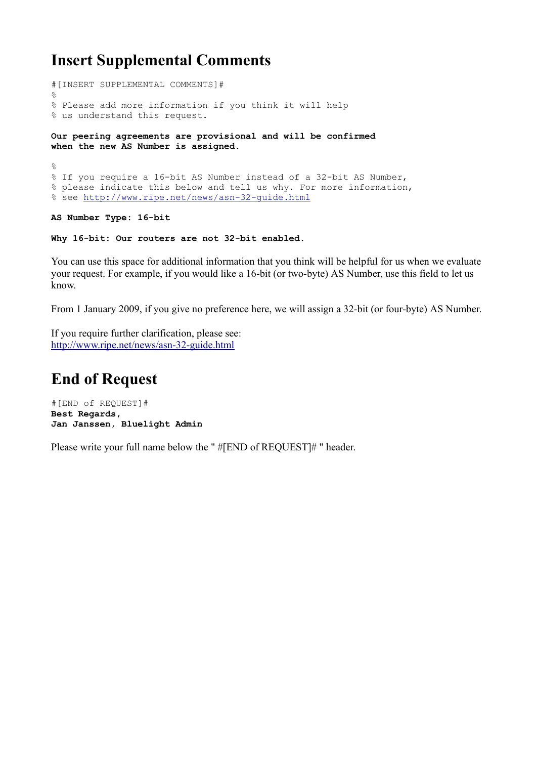## Insert Supplemental Comments

```
#[INSERT SUPPLEMENTAL COMMENTS]#
%
% Please add more information if you think it will help
% us understand this request.

Our peering agreements are provisional and will be confirmed
when the new AS Number is assigned.

%
% If you require a 16-bit AS Number instead of a 32-bit AS Number,
% please indicate this below and tell us why. For more information,
% see http://www.ripe.net/news/asn-32-guide.html

AS Number Type: 16-bit

Why 16-bit: Our routers are not 32-bit enabled.
```

You can use this space for additional information that you think will be helpful for us when we evaluate your request. For example, if you would like a 16-bit (or two-byte) AS Number, use this field to let us know.

From 1 January 2009, if you give no preference here, we will assign a 32-bit (or four-byte) AS Number.

If you require further clarification, please see:
http://www.ripe.net/news/asn-32-guide.html

## End of Request

```
#[END of REQUEST]#
Best Regards,
Jan Janssen, Bluelight Admin
```

Please write your full name below the " #[END of REQUEST]# " header.